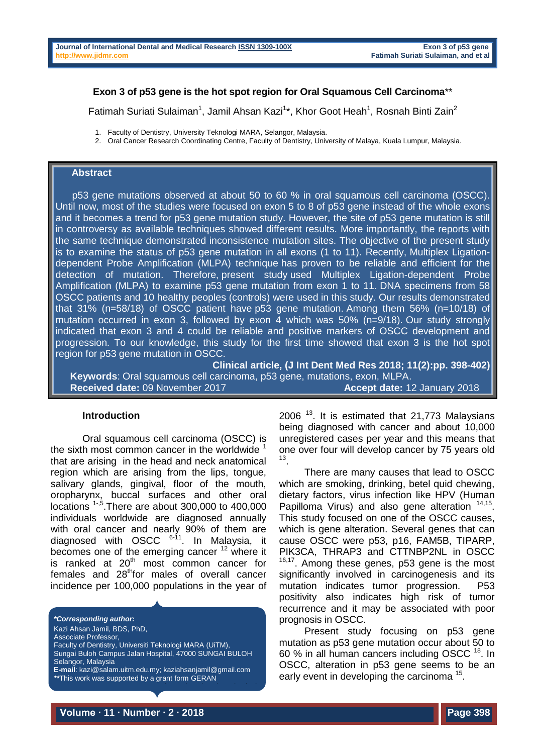# Exon 3 of p53 gene is the hot spot region for Oral Squamous Cell Carcinoma**

Fatimah Suriati Sulaiman[1], Jamil Ahsan Kazi[1]*, Khor Goot Heah[1], Rosnah Binti Zain[2]

1. Faculty of Dentistry, University Teknologi MARA, Selangor, Malaysia.
2. Oral Cancer Research Coordinating Centre, Faculty of Dentistry, University of Malaya, Kuala Lumpur, Malaysia.

## Abstract

p53 gene mutations observed at about 50 to 60 % in oral squamous cell carcinoma (OSCC). Until now, most of the studies were focused on exon 5 to 8 of p53 gene instead of the whole exons and it becomes a trend for p53 gene mutation study. However, the site of p53 gene mutation is still in controversy as available techniques showed different results. More importantly, the reports with the same technique demonstrated inconsistence mutation sites. The objective of the present study is to examine the status of p53 gene mutation in all exons (1 to 11). Recently, Multiplex Ligation-dependent Probe Amplification (MLPA) technique has proven to be reliable and efficient for the detection of mutation. Therefore, present study used Multiplex Ligation-dependent Probe Amplification (MLPA) to examine p53 gene mutation from exon 1 to 11. DNA specimens from 58 OSCC patients and 10 healthy peoples (controls) were used in this study. Our results demonstrated that 31% (n=58/18) of OSCC patient have p53 gene mutation. Among them 56% (n=10/18) of mutation occurred in exon 3, followed by exon 4 which was 50% (n=9/18). Our study strongly indicated that exon 3 and 4 could be reliable and positive markers of OSCC development and progression. To our knowledge, this study for the first time showed that exon 3 is the hot spot region for p53 gene mutation in OSCC.

**Clinical article, (J Int Dent Med Res 2018; 11(2):pp. 398-402)**

**Keywords**: Oral squamous cell carcinoma, p53 gene, mutations, exon, MLPA.

**Received date:** 09 November 2017 **Accept date:** 12 January 2018

## Introduction

Oral squamous cell carcinoma (OSCC) is the sixth most common cancer in the worldwide [1] that are arising in the head and neck anatomical region which are arising from the lips, tongue, salivary glands, gingival, floor of the mouth, oropharynx, buccal surfaces and other oral locations [1-,5].There are about 300,000 to 400,000 individuals worldwide are diagnosed annually with oral cancer and nearly 90% of them are diagnosed with OSCC [6-11]. In Malaysia, it becomes one of the emerging cancer [12] where it is ranked at 20th most common cancer for females and 28thfor males of overall cancer incidence per 100,000 populations in the year of 2006 [13]. It is estimated that 21,773 Malaysians being diagnosed with cancer and about 10,000 unregistered cases per year and this means that one over four will develop cancer by 75 years old [13].

There are many causes that lead to OSCC which are smoking, drinking, betel quid chewing, dietary factors, virus infection like HPV (Human Papilloma Virus) and also gene alteration [14,15]. This study focused on one of the OSCC causes, which is gene alteration. Several genes that can cause OSCC were p53, p16, FAM5B, TIPARP, PIK3CA, THRAP3 and CTTNBP2NL in OSCC [16,17]. Among these genes, p53 gene is the most significantly involved in carcinogenesis and its mutation indicates tumor progression. P53 positivity also indicates high risk of tumor recurrence and it may be associated with poor prognosis in OSCC.

Present study focusing on p53 gene mutation as p53 gene mutation occur about 50 to 60 % in all human cancers including OSCC [18]. In OSCC, alteration in p53 gene seems to be an early event in developing the carcinoma [15].

***Corresponding author:***
Kazi Ahsan Jamil, BDS, PhD,
Associate Professor,
Faculty of Dentistry, Universiti Teknologi MARA (UiTM),
Sungai Buloh Campus Jalan Hospital, 47000 SUNGAI BULOH
Selangor, Malaysia
**E-mail**: kazi@salam.uitm.edu.my; kaziahsanjamil@gmail.com
**This work was supported by a grant form GERAN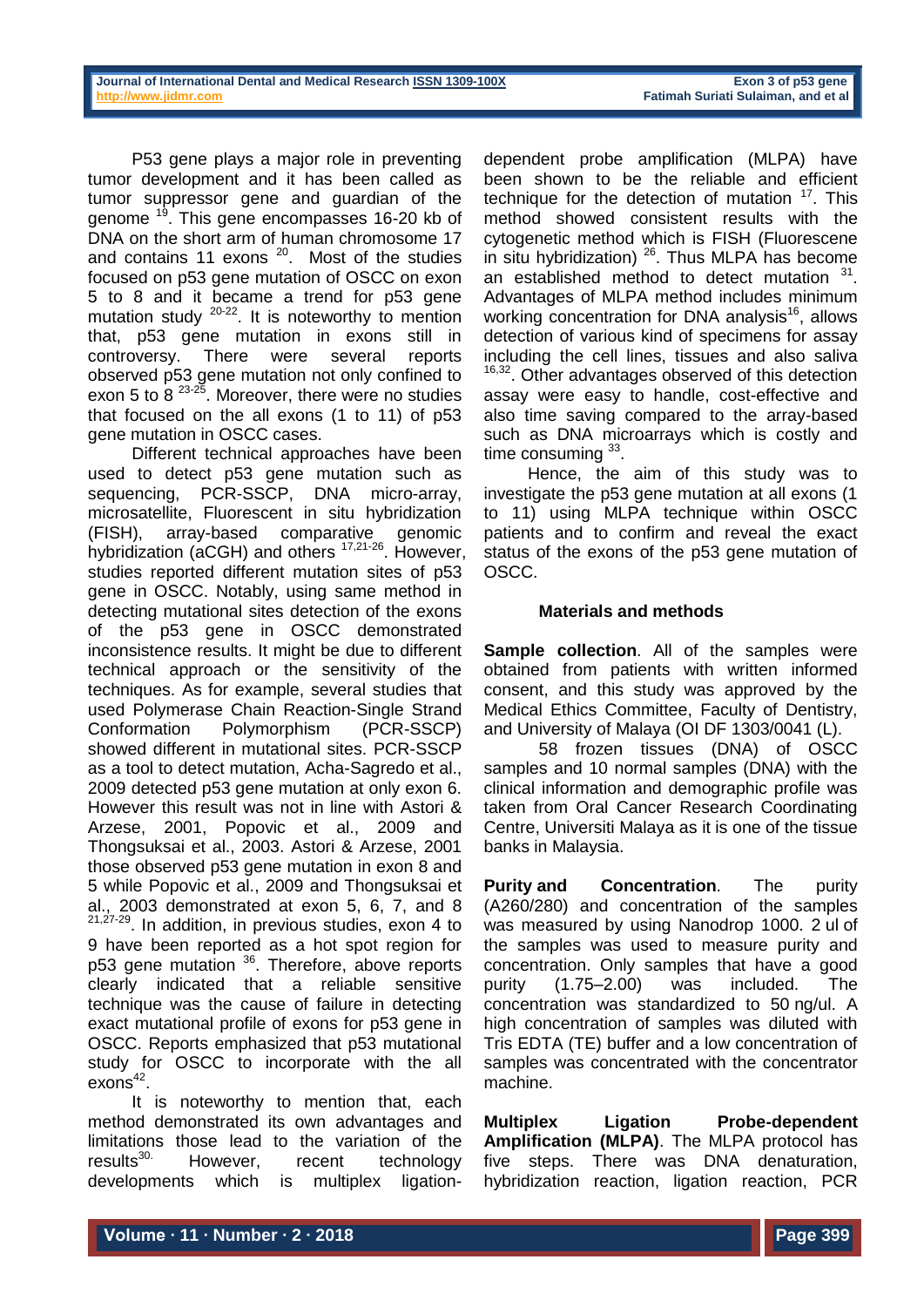P53 gene plays a major role in preventing tumor development and it has been called as tumor suppressor gene and guardian of the genome [19]. This gene encompasses 16-20 kb of DNA on the short arm of human chromosome 17 and contains 11 exons [20]. Most of the studies focused on p53 gene mutation of OSCC on exon 5 to 8 and it became a trend for p53 gene mutation study [20-22]. It is noteworthy to mention that, p53 gene mutation in exons still in controversy. There were several reports observed p53 gene mutation not only confined to exon 5 to 8 [23-25]. Moreover, there were no studies that focused on the all exons (1 to 11) of p53 gene mutation in OSCC cases.

Different technical approaches have been used to detect p53 gene mutation such as sequencing, PCR-SSCP, DNA micro-array, microsatellite, Fluorescent in situ hybridization (FISH), array-based comparative genomic hybridization (aCGH) and others [17,21-26]. However, studies reported different mutation sites of p53 gene in OSCC. Notably, using same method in detecting mutational sites detection of the exons of the p53 gene in OSCC demonstrated inconsistence results. It might be due to different technical approach or the sensitivity of the techniques. As for example, several studies that used Polymerase Chain Reaction-Single Strand Conformation Polymorphism (PCR-SSCP) showed different in mutational sites. PCR-SSCP as a tool to detect mutation, Acha-Sagredo et al., 2009 detected p53 gene mutation at only exon 6. However this result was not in line with Astori & Arzese, 2001, Popovic et al., 2009 and Thongsuksai et al., 2003. Astori & Arzese, 2001 those observed p53 gene mutation in exon 8 and 5 while Popovic et al., 2009 and Thongsuksai et al., 2003 demonstrated at exon 5, 6, 7, and 8 [21,27-29]. In addition, in previous studies, exon 4 to 9 have been reported as a hot spot region for p53 gene mutation [36]. Therefore, above reports clearly indicated that a reliable sensitive technique was the cause of failure in detecting exact mutational profile of exons for p53 gene in OSCC. Reports emphasized that p53 mutational study for OSCC to incorporate with the all exons[42].

It is noteworthy to mention that, each method demonstrated its own advantages and limitations those lead to the variation of the results[30]. However, recent technology developments which is multiplex ligation-dependent probe amplification (MLPA) have been shown to be the reliable and efficient technique for the detection of mutation [17]. This method showed consistent results with the cytogenetic method which is FISH (Fluorescene in situ hybridization) [26]. Thus MLPA has become an established method to detect mutation [31]. Advantages of MLPA method includes minimum working concentration for DNA analysis[16], allows detection of various kind of specimens for assay including the cell lines, tissues and also saliva [16,32]. Other advantages observed of this detection assay were easy to handle, cost-effective and also time saving compared to the array-based such as DNA microarrays which is costly and time consuming [33].

Hence, the aim of this study was to investigate the p53 gene mutation at all exons (1 to 11) using MLPA technique within OSCC patients and to confirm and reveal the exact status of the exons of the p53 gene mutation of OSCC.

## Materials and methods

**Sample collection**. All of the samples were obtained from patients with written informed consent, and this study was approved by the Medical Ethics Committee, Faculty of Dentistry, and University of Malaya (OI DF 1303/0041 (L).

58 frozen tissues (DNA) of OSCC samples and 10 normal samples (DNA) with the clinical information and demographic profile was taken from Oral Cancer Research Coordinating Centre, Universiti Malaya as it is one of the tissue banks in Malaysia.

**Purity and Concentration**. The purity (A260/280) and concentration of the samples was measured by using Nanodrop 1000. 2 ul of the samples was used to measure purity and concentration. Only samples that have a good purity (1.75–2.00) was included. The concentration was standardized to 50 ng/ul. A high concentration of samples was diluted with Tris EDTA (TE) buffer and a low concentration of samples was concentrated with the concentrator machine.

**Multiplex Ligation Probe-dependent Amplification (MLPA)**. The MLPA protocol has five steps. There was DNA denaturation, hybridization reaction, ligation reaction, PCR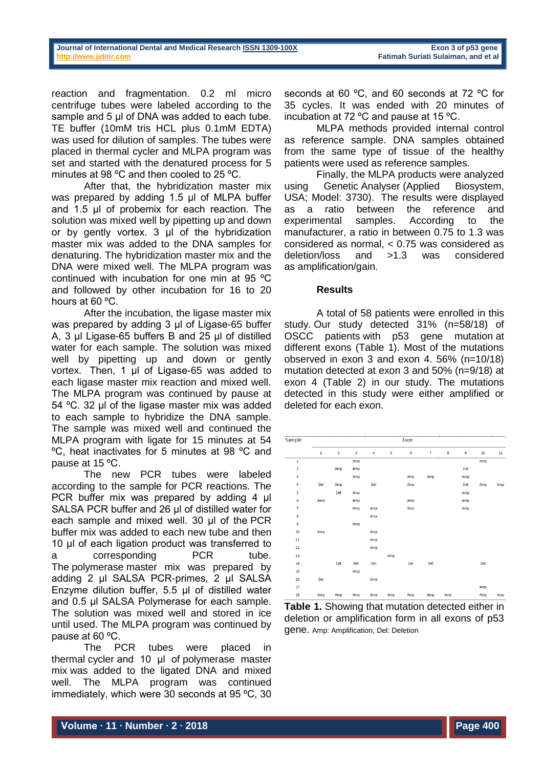reaction and fragmentation. 0.2 ml micro centrifuge tubes were labeled according to the sample and 5 µl of DNA was added to each tube. TE buffer (10mM tris HCL plus 0.1mM EDTA) was used for dilution of samples. The tubes were placed in thermal cycler and MLPA program was set and started with the denatured process for 5 minutes at 98 ºC and then cooled to 25 ºC.

After that, the hybridization master mix was prepared by adding 1.5 µl of MLPA buffer and 1.5 µl of probemix for each reaction. The solution was mixed well by pipetting up and down or by gently vortex. 3 µl of the hybridization master mix was added to the DNA samples for denaturing. The hybridization master mix and the DNA were mixed well. The MLPA program was continued with incubation for one min at 95 ºC and followed by other incubation for 16 to 20 hours at 60 ºC.

After the incubation, the ligase master mix was prepared by adding 3 µl of Ligase-65 buffer A, 3 µl Ligase-65 buffers B and 25 µl of distilled water for each sample. The solution was mixed well by pipetting up and down or gently vortex. Then, 1 µl of Ligase-65 was added to each ligase master mix reaction and mixed well. The MLPA program was continued by pause at 54 ºC. 32 µl of the ligase master mix was added to each sample to hybridize the DNA sample. The sample was mixed well and continued the MLPA program with ligate for 15 minutes at 54 ºC, heat inactivates for 5 minutes at 98 ºC and pause at 15 ºC.

The new PCR tubes were labeled according to the sample for PCR reactions. The PCR buffer mix was prepared by adding 4 µl SALSA PCR buffer and 26 µl of distilled water for each sample and mixed well. 30 µl of the PCR buffer mix was added to each new tube and then 10 µl of each ligation product was transferred to a corresponding PCR tube. The polymerase master mix was prepared by adding 2 µl SALSA PCR-primes, 2 µl SALSA Enzyme dilution buffer, 5.5 µl of distilled water and 0.5 µl SALSA Polymerase for each sample. The solution was mixed well and stored in ice until used. The MLPA program was continued by pause at 60 ºC.

The PCR tubes were placed in thermal cycler and 10 µl of polymerase master mix was added to the ligated DNA and mixed well. The MLPA program was continued immediately, which were 30 seconds at 95 ºC, 30 seconds at 60 ºC, and 60 seconds at 72 ºC for 35 cycles. It was ended with 20 minutes of incubation at 72 ºC and pause at 15 ºC.

MLPA methods provided internal control as reference sample. DNA samples obtained from the same type of tissue of the healthy patients were used as reference samples.

Finally, the MLPA products were analyzed using Genetic Analyser (Applied Biosystem, USA; Model: 3730). The results were displayed as a ratio between the reference and experimental samples. According to the manufacturer, a ratio in between 0.75 to 1.3 was considered as normal, < 0.75 was considered as deletion/loss and >1.3 was considered as amplification/gain.

## Results

A total of 58 patients were enrolled in this study. Our study detected 31% (n=58/18) of OSCC patients with p53 gene mutation at different exons (Table 1). Most of the mutations observed in exon 3 and exon 4. 56% (n=10/18) mutation detected at exon 3 and 50% (n=9/18) at exon 4 (Table 2) in our study. The mutations detected in this study were either amplified or deleted for each exon.

| Sample | Exon | | | | | | | | | | |
|---|---|---|---|---|---|---|---|---|---|---|---|
| | 1 | 2 | 3 | 4 | 5 | 6 | 7 | 8 | 9 | 10 | 11 |
| 1 | | | Amp | | | | | | | Amp | |
| 2 | | Amp | Amp | | | | | | Del | | |
| 3 | | | Amp | | | Amp | Amp | | Amp | | |
| 4 | Del | Amp | | Del | | Amp | | | Del | Amp | Amp |
| 5 | | Del | Amp | | | | | | Amp | | |
| 6 | Amp | | Amp | | | Amp | | | Amp | | |
| 7 | | | Amp | Amp | | Amp | | | Amp | | |
| 8 | | | | Amp | | | | | | | |
| 9 | | | Amp | | | | | | | | |
| 10 | Amp | | | Amp | | | | | | | |
| 11 | | | | Amp | | | | | | | |
| 12 | | | | Amp | | | | | | | |
| 13 | | | | | Amp | | | | | | |
| 14 | | Del | Del | Del | | Del | Del | | | Del | |
| 15 | | | Amp | | | | | | | | |
| 16 | Del | | | Amp | | | | | | | |
| 17 | | | | | | | | | | Amp | |
| 18 | Amp | Amp | Amp | Amp | Amp | Amp | Amp | Amp | | Amp | Amp |

**Table 1.** Showing that mutation detected either in deletion or amplification form in all exons of p53 gene. Amp: Amplification, Del: Deletion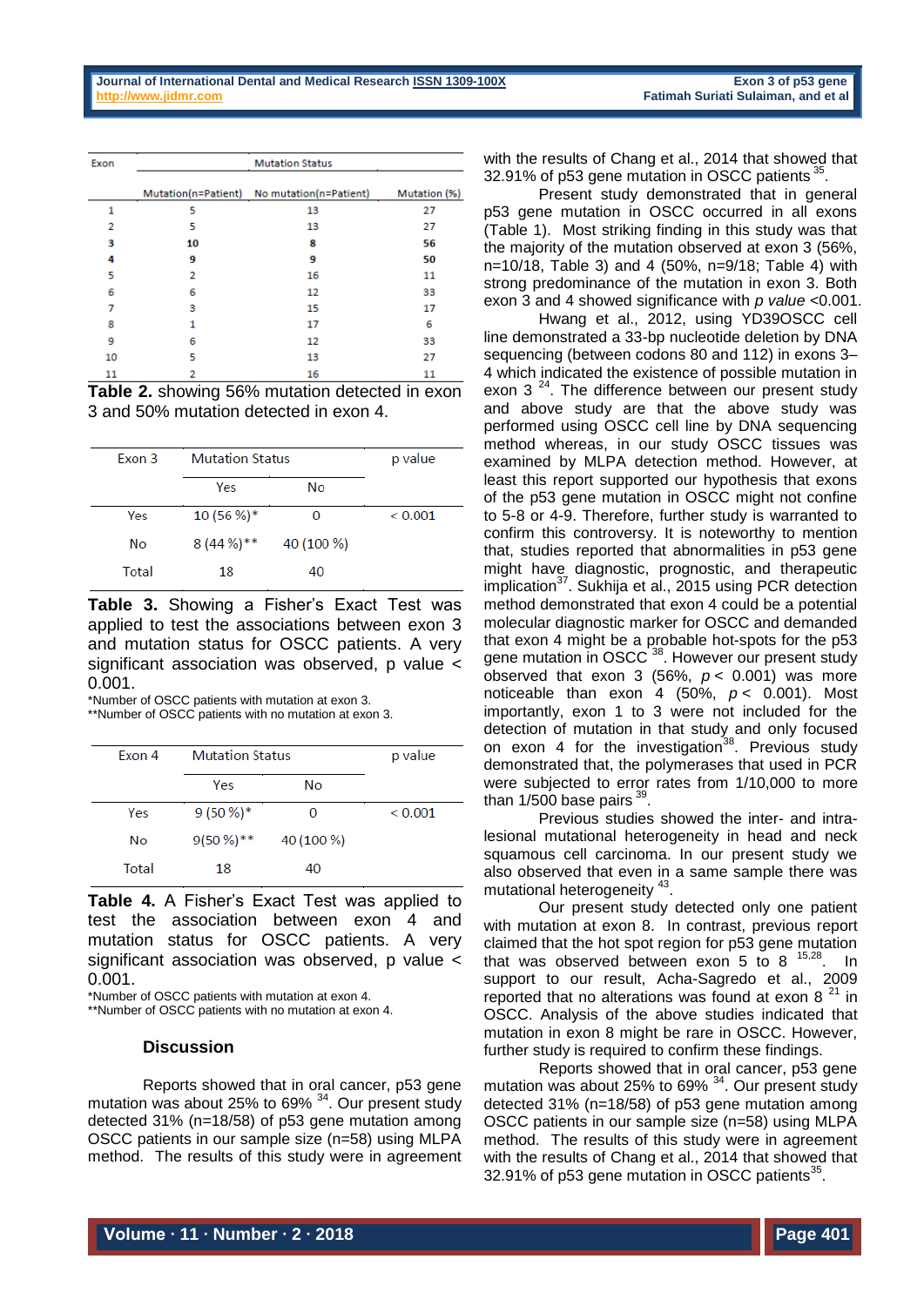| Exon | Mutation Status | | |
|---|---|---|---|
| | Mutation(n=Patient) | No mutation(n=Patient) | Mutation (%) |
| 1 | 5 | 13 | 27 |
| 2 | 5 | 13 | 27 |
| **3** | **10** | **8** | **56** |
| **4** | **9** | **9** | **50** |
| 5 | 2 | 16 | 11 |
| 6 | 6 | 12 | 33 |
| 7 | 3 | 15 | 17 |
| 8 | 1 | 17 | 6 |
| 9 | 6 | 12 | 33 |
| 10 | 5 | 13 | 27 |
| 11 | 2 | 16 | 11 |

**Table 2.** showing 56% mutation detected in exon 3 and 50% mutation detected in exon 4.

| Exon 3 | Mutation Status | | p value |
|---|---|---|---|
| | Yes | No | |
| Yes | 10 (56 %)* | 0 | < 0.001 |
| No | 8 (44 %)** | 40 (100 %) | |
| Total | 18 | 40 | |

**Table 3.** Showing a Fisher's Exact Test was applied to test the associations between exon 3 and mutation status for OSCC patients. A very significant association was observed, p value < 0.001.

*Number of OSCC patients with mutation at exon 3.
**Number of OSCC patients with no mutation at exon 3.

| Exon 4 | Mutation Status | | p value |
|---|---|---|---|
| | Yes | No | |
| Yes | 9 (50 %)* | 0 | < 0.001 |
| No | 9(50 %)** | 40 (100 %) | |
| Total | 18 | 40 | |

**Table 4.** A Fisher's Exact Test was applied to test the association between exon 4 and mutation status for OSCC patients. A very significant association was observed, p value < 0.001.

*Number of OSCC patients with mutation at exon 4.
**Number of OSCC patients with no mutation at exon 4.

## Discussion

Reports showed that in oral cancer, p53 gene mutation was about 25% to 69% [34]. Our present study detected 31% (n=18/58) of p53 gene mutation among OSCC patients in our sample size (n=58) using MLPA method. The results of this study were in agreement with the results of Chang et al., 2014 that showed that 32.91% of p53 gene mutation in OSCC patients [35].

Present study demonstrated that in general p53 gene mutation in OSCC occurred in all exons (Table 1). Most striking finding in this study was that the majority of the mutation observed at exon 3 (56%, n=10/18, Table 3) and 4 (50%, n=9/18; Table 4) with strong predominance of the mutation in exon 3. Both exon 3 and 4 showed significance with *p value* <0.001.

Hwang et al., 2012, using YD39OSCC cell line demonstrated a 33-bp nucleotide deletion by DNA sequencing (between codons 80 and 112) in exons 3–4 which indicated the existence of possible mutation in exon 3 [24]. The difference between our present study and above study are that the above study was performed using OSCC cell line by DNA sequencing method whereas, in our study OSCC tissues was examined by MLPA detection method. However, at least this report supported our hypothesis that exons of the p53 gene mutation in OSCC might not confine to 5-8 or 4-9. Therefore, further study is warranted to confirm this controversy. It is noteworthy to mention that, studies reported that abnormalities in p53 gene might have diagnostic, prognostic, and therapeutic implication[37]. Sukhija et al., 2015 using PCR detection method demonstrated that exon 4 could be a potential molecular diagnostic marker for OSCC and demanded that exon 4 might be a probable hot-spots for the p53 gene mutation in OSCC [38]. However our present study observed that exon 3 (56%, $p < 0.001$) was more noticeable than exon 4 (50%, $p < 0.001$). Most importantly, exon 1 to 3 were not included for the detection of mutation in that study and only focused on exon 4 for the investigation[38]. Previous study demonstrated that, the polymerases that used in PCR were subjected to error rates from 1/10,000 to more than 1/500 base pairs [39].

Previous studies showed the inter- and intra-lesional mutational heterogeneity in head and neck squamous cell carcinoma. In our present study we also observed that even in a same sample there was mutational heterogeneity [43].

Our present study detected only one patient with mutation at exon 8. In contrast, previous report claimed that the hot spot region for p53 gene mutation that was observed between exon 5 to 8 [15,28]. In support to our result, Acha-Sagredo et al., 2009 reported that no alterations was found at exon 8 [21] in OSCC. Analysis of the above studies indicated that mutation in exon 8 might be rare in OSCC. However, further study is required to confirm these findings.

Reports showed that in oral cancer, p53 gene mutation was about 25% to 69% [34]. Our present study detected 31% (n=18/58) of p53 gene mutation among OSCC patients in our sample size (n=58) using MLPA method. The results of this study were in agreement with the results of Chang et al., 2014 that showed that 32.91% of p53 gene mutation in OSCC patients[35].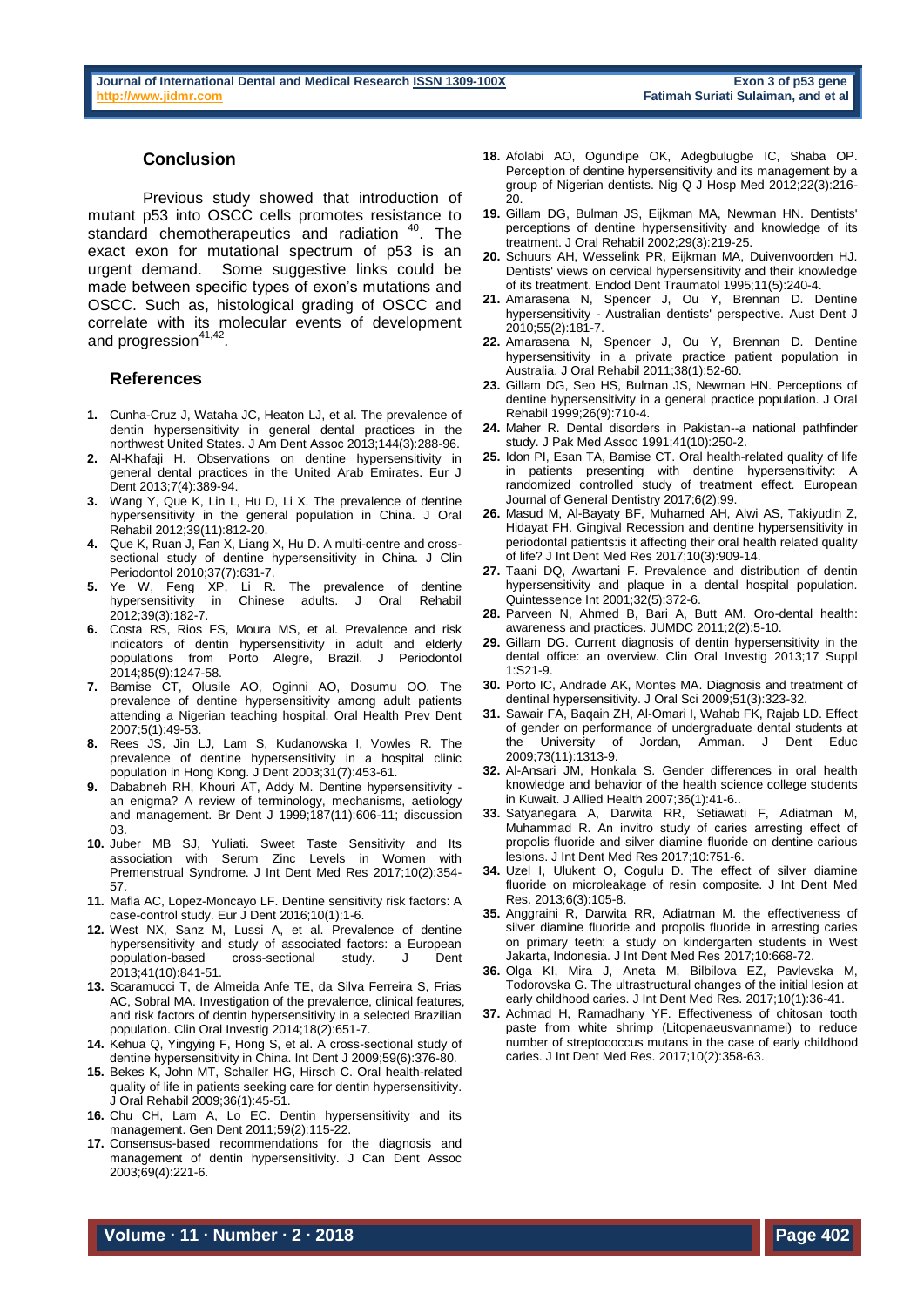## Conclusion

Previous study showed that introduction of mutant p53 into OSCC cells promotes resistance to standard chemotherapeutics and radiation [40]. The exact exon for mutational spectrum of p53 is an urgent demand. Some suggestive links could be made between specific types of exon's mutations and OSCC. Such as, histological grading of OSCC and correlate with its molecular events of development and progression[41,42].

## References

1. Cunha-Cruz J, Wataha JC, Heaton LJ, et al. The prevalence of dentin hypersensitivity in general dental practices in the northwest United States. J Am Dent Assoc 2013;144(3):288-96.
2. Al-Khafaji H. Observations on dentine hypersensitivity in general dental practices in the United Arab Emirates. Eur J Dent 2013;7(4):389-94.
3. Wang Y, Que K, Lin L, Hu D, Li X. The prevalence of dentine hypersensitivity in the general population in China. J Oral Rehabil 2012;39(11):812-20.
4. Que K, Ruan J, Fan X, Liang X, Hu D. A multi-centre and cross-sectional study of dentine hypersensitivity in China. J Clin Periodontol 2010;37(7):631-7.
5. Ye W, Feng XP, Li R. The prevalence of dentine hypersensitivity in Chinese adults. J Oral Rehabil 2012;39(3):182-7.
6. Costa RS, Rios FS, Moura MS, et al. Prevalence and risk indicators of dentin hypersensitivity in adult and elderly populations from Porto Alegre, Brazil. J Periodontol 2014;85(9):1247-58.
7. Bamise CT, Olusile AO, Oginni AO, Dosumu OO. The prevalence of dentine hypersensitivity among adult patients attending a Nigerian teaching hospital. Oral Health Prev Dent 2007;5(1):49-53.
8. Rees JS, Jin LJ, Lam S, Kudanowska I, Vowles R. The prevalence of dentine hypersensitivity in a hospital clinic population in Hong Kong. J Dent 2003;31(7):453-61.
9. Dababneh RH, Khouri AT, Addy M. Dentine hypersensitivity - an enigma? A review of terminology, mechanisms, aetiology and management. Br Dent J 1999;187(11):606-11; discussion 03.
10. Juber MB SJ, Yuliati. Sweet Taste Sensitivity and Its association with Serum Zinc Levels in Women with Premenstrual Syndrome. J Int Dent Med Res 2017;10(2):354-57.
11. Mafla AC, Lopez-Moncayo LF. Dentine sensitivity risk factors: A case-control study. Eur J Dent 2016;10(1):1-6.
12. West NX, Sanz M, Lussi A, et al. Prevalence of dentine hypersensitivity and study of associated factors: a European population-based cross-sectional study. J Dent 2013;41(10):841-51.
13. Scaramucci T, de Almeida Anfe TE, da Silva Ferreira S, Frias AC, Sobral MA. Investigation of the prevalence, clinical features, and risk factors of dentin hypersensitivity in a selected Brazilian population. Clin Oral Investig 2014;18(2):651-7.
14. Kehua Q, Yingying F, Hong S, et al. A cross-sectional study of dentine hypersensitivity in China. Int Dent J 2009;59(6):376-80.
15. Bekes K, John MT, Schaller HG, Hirsch C. Oral health-related quality of life in patients seeking care for dentin hypersensitivity. J Oral Rehabil 2009;36(1):45-51.
16. Chu CH, Lam A, Lo EC. Dentin hypersensitivity and its management. Gen Dent 2011;59(2):115-22.
17. Consensus-based recommendations for the diagnosis and management of dentin hypersensitivity. J Can Dent Assoc 2003;69(4):221-6.
18. Afolabi AO, Ogundipe OK, Adegbulugbe IC, Shaba OP. Perception of dentine hypersensitivity and its management by a group of Nigerian dentists. Nig Q J Hosp Med 2012;22(3):216-20.
19. Gillam DG, Bulman JS, Eijkman MA, Newman HN. Dentists' perceptions of dentine hypersensitivity and knowledge of its treatment. J Oral Rehabil 2002;29(3):219-25.
20. Schuurs AH, Wesselink PR, Eijkman MA, Duivenvoorden HJ. Dentists' views on cervical hypersensitivity and their knowledge of its treatment. Endod Dent Traumatol 1995;11(5):240-4.
21. Amarasena N, Spencer J, Ou Y, Brennan D. Dentine hypersensitivity - Australian dentists' perspective. Aust Dent J 2010;55(2):181-7.
22. Amarasena N, Spencer J, Ou Y, Brennan D. Dentine hypersensitivity in a private practice patient population in Australia. J Oral Rehabil 2011;38(1):52-60.
23. Gillam DG, Seo HS, Bulman JS, Newman HN. Perceptions of dentine hypersensitivity in a general practice population. J Oral Rehabil 1999;26(9):710-4.
24. Maher R. Dental disorders in Pakistan--a national pathfinder study. J Pak Med Assoc 1991;41(10):250-2.
25. Idon PI, Esan TA, Bamise CT. Oral health-related quality of life in patients presenting with dentine hypersensitivity: A randomized controlled study of treatment effect. European Journal of General Dentistry 2017;6(2):99.
26. Masud M, Al-Bayaty BF, Muhamed AH, Alwi AS, Takiyudin Z, Hidayat FH. Gingival Recession and dentine hypersensitivity in periodontal patients:is it affecting their oral health related quality of life? J Int Dent Med Res 2017;10(3):909-14.
27. Taani DQ, Awartani F. Prevalence and distribution of dentin hypersensitivity and plaque in a dental hospital population. Quintessence Int 2001;32(5):372-6.
28. Parveen N, Ahmed B, Bari A, Butt AM. Oro-dental health: awareness and practices. JUMDC 2011;2(2):5-10.
29. Gillam DG. Current diagnosis of dentin hypersensitivity in the dental office: an overview. Clin Oral Investig 2013;17 Suppl 1:S21-9.
30. Porto IC, Andrade AK, Montes MA. Diagnosis and treatment of dentinal hypersensitivity. J Oral Sci 2009;51(3):323-32.
31. Sawair FA, Baqain ZH, Al-Omari I, Wahab FK, Rajab LD. Effect of gender on performance of undergraduate dental students at the University of Jordan, Amman. J Dent Educ 2009;73(11):1313-9.
32. Al-Ansari JM, Honkala S. Gender differences in oral health knowledge and behavior of the health science college students in Kuwait. J Allied Health 2007;36(1):41-6..
33. Satyanegara A, Darwita RR, Setiawati F, Adiatman M, Muhammad R. An invitro study of caries arresting effect of propolis fluoride and silver diamine fluoride on dentine carious lesions. J Int Dent Med Res 2017;10:751-6.
34. Uzel I, Ulukent O, Cogulu D. The effect of silver diamine fluoride on microleakage of resin composite. J Int Dent Med Res. 2013;6(3):105-8.
35. Anggraini R, Darwita RR, Adiatman M. the effectiveness of silver diamine fluoride and propolis fluoride in arresting caries on primary teeth: a study on kindergarten students in West Jakarta, Indonesia. J Int Dent Med Res 2017;10:668-72.
36. Olga KI, Mira J, Aneta M, Bilbilova EZ, Pavlevska M, Todorovska G. The ultrastructural changes of the initial lesion at early childhood caries. J Int Dent Med Res. 2017;10(1):36-41.
37. Achmad H, Ramadhany YF. Effectiveness of chitosan tooth paste from white shrimp (Litopenaeusvannamei) to reduce number of streptococcus mutans in the case of early childhood caries. J Int Dent Med Res. 2017;10(2):358-63.